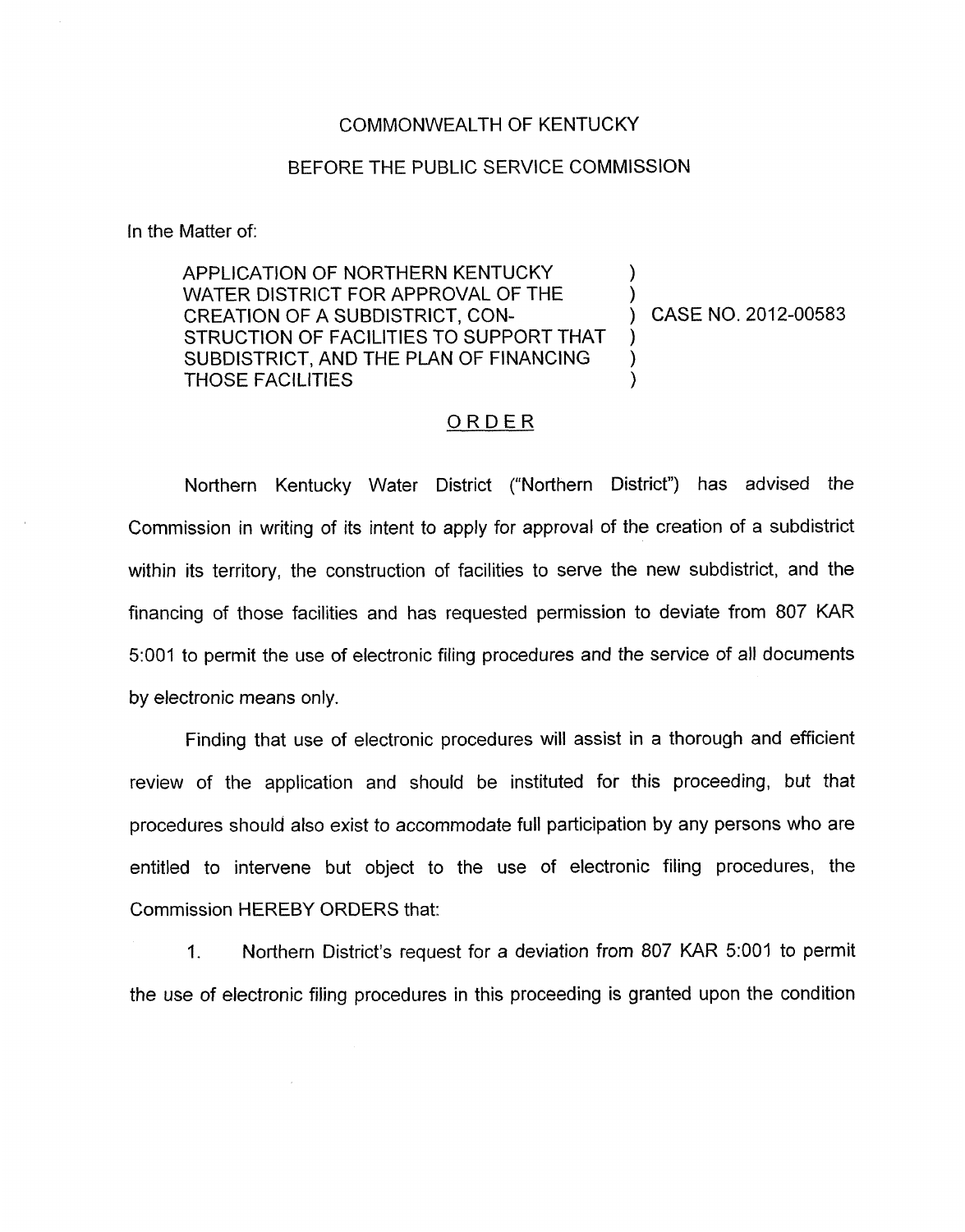COMMONWEALTH OF KENTUCKY

BEFORE THE PUBLIC SERVICE COMMISSION

In the Matter of:

| | | |
|---|---|---|
| APPLICATION OF NORTHERN KENTUCKY WATER DISTRICT FOR APPROVAL OF THE CREATION OF A SUBDISTRICT, CONSTRUCTION OF FACILITIES TO SUPPORT THAT SUBDISTRICT, AND THE PLAN OF FINANCING THOSE FACILITIES | ) | CASE NO. 2012-00583 |

## ORDER

Northern Kentucky Water District ("Northern District") has advised the Commission in writing of its intent to apply for approval of the creation of a subdistrict within its territory, the construction of facilities to serve the new subdistrict, and the financing of those facilities and has requested permission to deviate from 807 KAR 5:001 to permit the use of electronic filing procedures and the service of all documents by electronic means only.

Finding that use of electronic procedures will assist in a thorough and efficient review of the application and should be instituted for this proceeding, but that procedures should also exist to accommodate full participation by any persons who are entitled to intervene but object to the use of electronic filing procedures, the Commission HEREBY ORDERS that:

1. Northern District's request for a deviation from 807 KAR 5:001 to permit the use of electronic filing procedures in this proceeding is granted upon the condition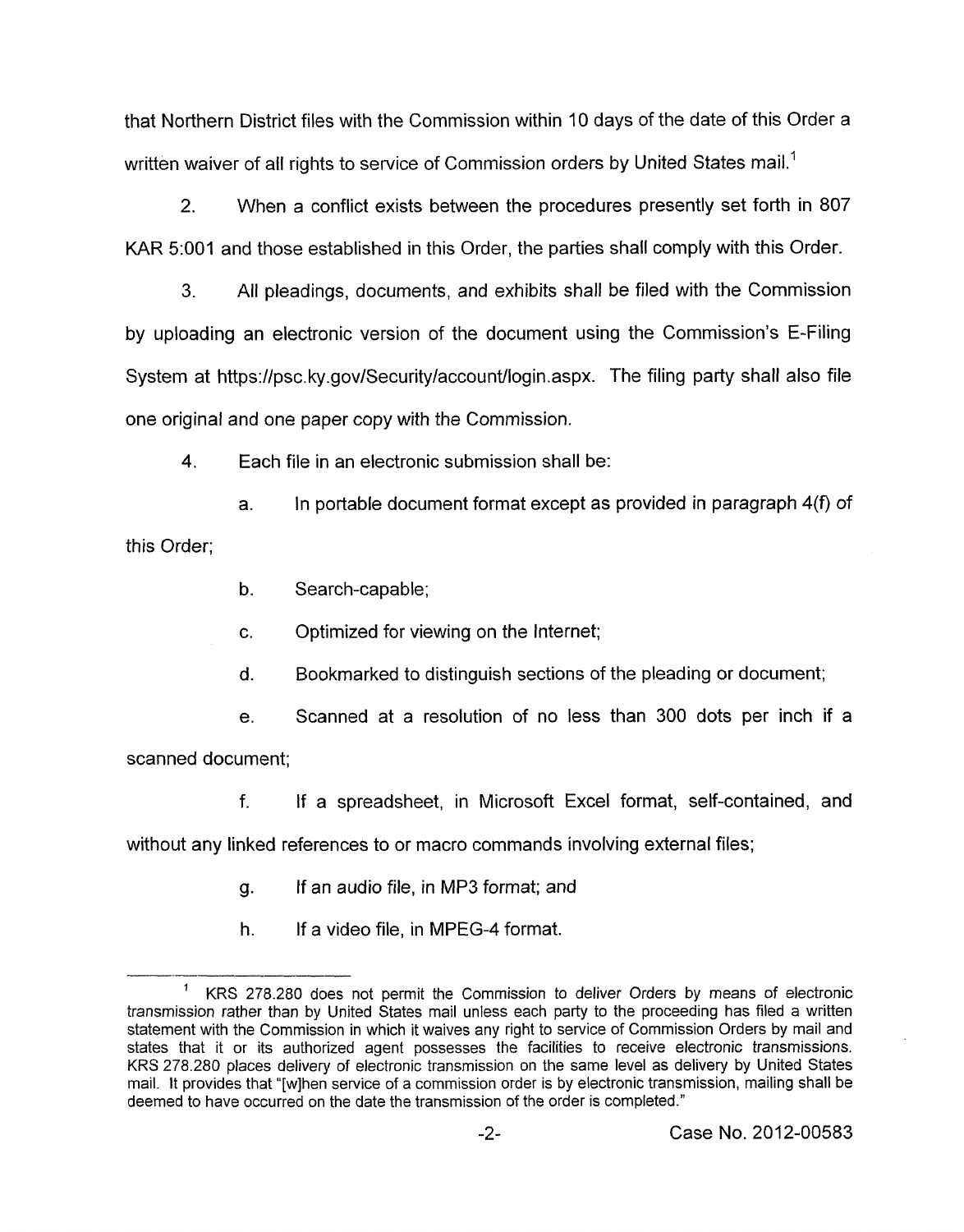that Northern District files with the Commission within 10 days of the date of this Order a written waiver of all rights to service of Commission orders by United States mail.[1]

2. When a conflict exists between the procedures presently set forth in 807 KAR 5:001 and those established in this Order, the parties shall comply with this Order.

3. All pleadings, documents, and exhibits shall be filed with the Commission by uploading an electronic version of the document using the Commission's E-Filing System at https://psc.ky.gov/Security/account/login.aspx. The filing party shall also file one original and one paper copy with the Commission.

4. Each file in an electronic submission shall be:

a. In portable document format except as provided in paragraph 4(f) of this Order;

b. Search-capable;

c. Optimized for viewing on the Internet;

d. Bookmarked to distinguish sections of the pleading or document;

e. Scanned at a resolution of no less than 300 dots per inch if a scanned document;

f. If a spreadsheet, in Microsoft Excel format, self-contained, and without any linked references to or macro commands involving external files;

g. If an audio file, in MP3 format; and

h. If a video file, in MPEG-4 format.

---

[1] KRS 278.280 does not permit the Commission to deliver Orders by means of electronic transmission rather than by United States mail unless each party to the proceeding has filed a written statement with the Commission in which it waives any right to service of Commission Orders by mail and states that it or its authorized agent possesses the facilities to receive electronic transmissions. KRS 278.280 places delivery of electronic transmission on the same level as delivery by United States mail. It provides that "[w]hen service of a commission order is by electronic transmission, mailing shall be deemed to have occurred on the date the transmission of the order is completed."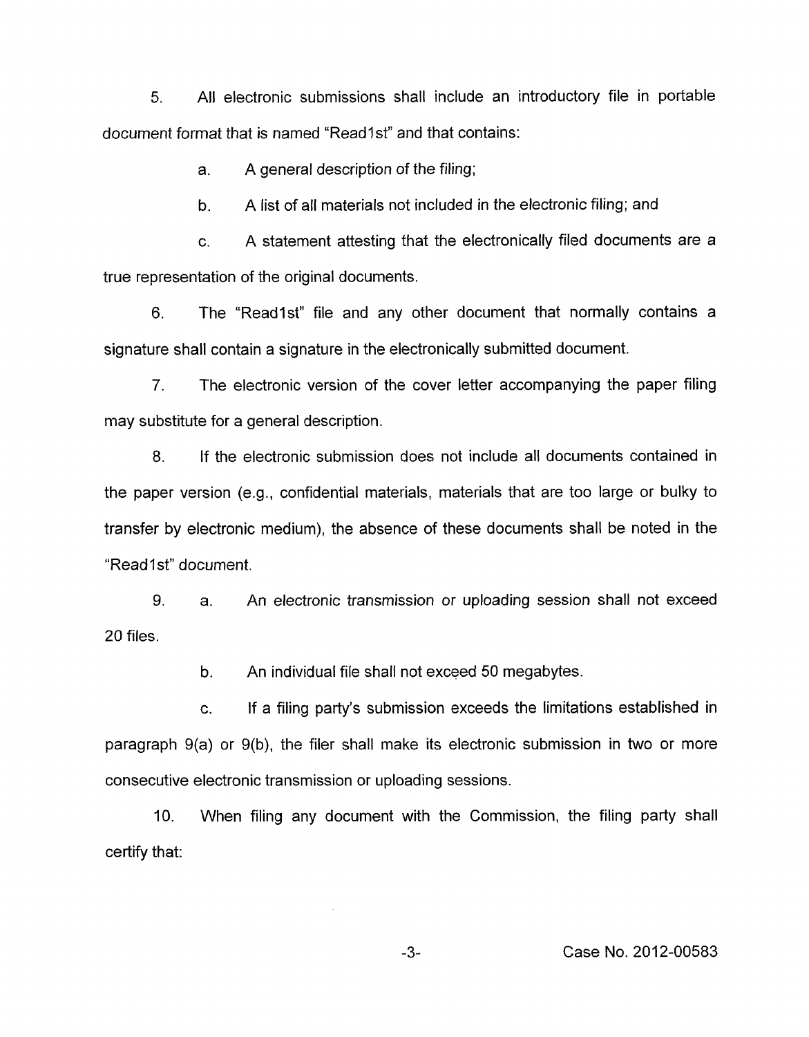5. All electronic submissions shall include an introductory file in portable document format that is named "Read1st" and that contains:

a. A general description of the filing;

b. A list of all materials not included in the electronic filing; and

c. A statement attesting that the electronically filed documents are a true representation of the original documents.

6. The "Read1st" file and any other document that normally contains a signature shall contain a signature in the electronically submitted document.

7. The electronic version of the cover letter accompanying the paper filing may substitute for a general description.

8. If the electronic submission does not include all documents contained in the paper version (e.g., confidential materials, materials that are too large or bulky to transfer by electronic medium), the absence of these documents shall be noted in the "Read1st" document.

9. a. An electronic transmission or uploading session shall not exceed 20 files.

b. An individual file shall not exceed 50 megabytes.

c. If a filing party's submission exceeds the limitations established in paragraph 9(a) or 9(b), the filer shall make its electronic submission in two or more consecutive electronic transmission or uploading sessions.

10. When filing any document with the Commission, the filing party shall certify that: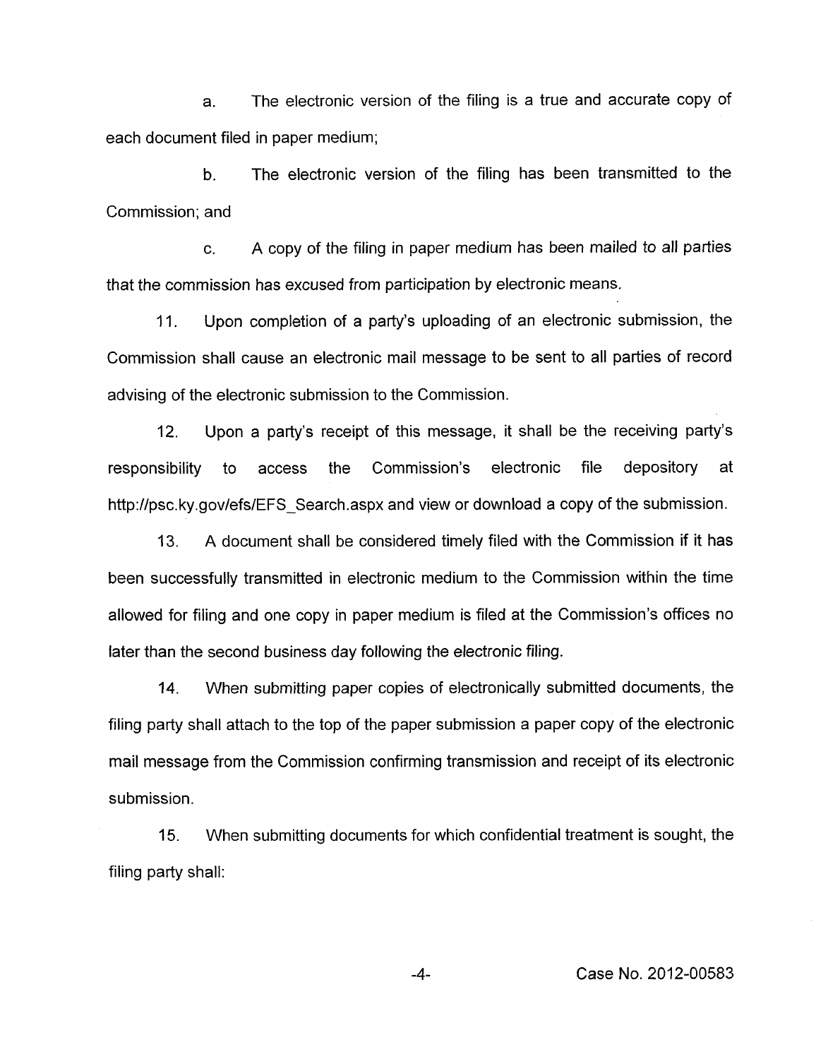a. The electronic version of the filing is a true and accurate copy of each document filed in paper medium;

b. The electronic version of the filing has been transmitted to the Commission; and

c. A copy of the filing in paper medium has been mailed to all parties that the commission has excused from participation by electronic means.

11. Upon completion of a party's uploading of an electronic submission, the Commission shall cause an electronic mail message to be sent to all parties of record advising of the electronic submission to the Commission.

12. Upon a party's receipt of this message, it shall be the receiving party's responsibility to access the Commission's electronic file depository at http://psc.ky.gov/efs/EFS_Search.aspx and view or download a copy of the submission.

13. A document shall be considered timely filed with the Commission if it has been successfully transmitted in electronic medium to the Commission within the time allowed for filing and one copy in paper medium is filed at the Commission's offices no later than the second business day following the electronic filing.

14. When submitting paper copies of electronically submitted documents, the filing party shall attach to the top of the paper submission a paper copy of the electronic mail message from the Commission confirming transmission and receipt of its electronic submission.

15. When submitting documents for which confidential treatment is sought, the filing party shall: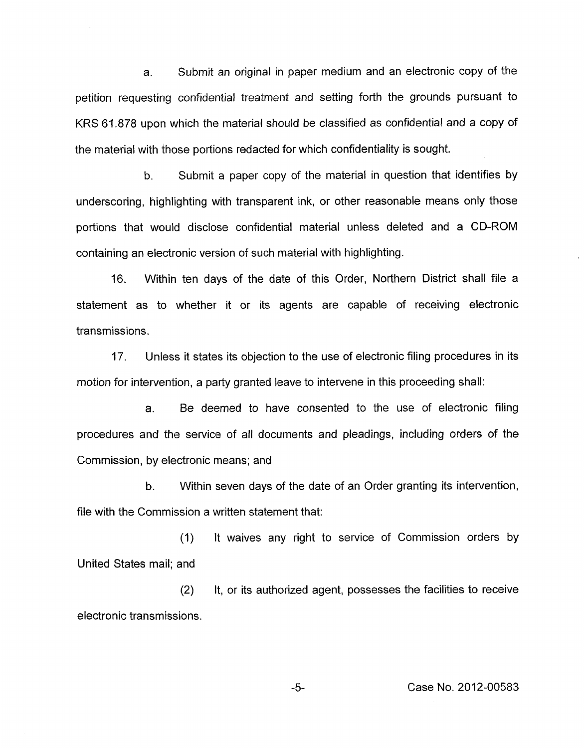a. Submit an original in paper medium and an electronic copy of the petition requesting confidential treatment and setting forth the grounds pursuant to KRS 61.878 upon which the material should be classified as confidential and a copy of the material with those portions redacted for which confidentiality is sought.

b. Submit a paper copy of the material in question that identifies by underscoring, highlighting with transparent ink, or other reasonable means only those portions that would disclose confidential material unless deleted and a CD-ROM containing an electronic version of such material with highlighting.

16. Within ten days of the date of this Order, Northern District shall file a statement as to whether it or its agents are capable of receiving electronic transmissions.

17. Unless it states its objection to the use of electronic filing procedures in its motion for intervention, a party granted leave to intervene in this proceeding shall:

a. Be deemed to have consented to the use of electronic filing procedures and the service of all documents and pleadings, including orders of the Commission, by electronic means; and

b. Within seven days of the date of an Order granting its intervention, file with the Commission a written statement that:

(1) It waives any right to service of Commission orders by United States mail; and

(2) It, or its authorized agent, possesses the facilities to receive electronic transmissions.

Case No. 2012-00583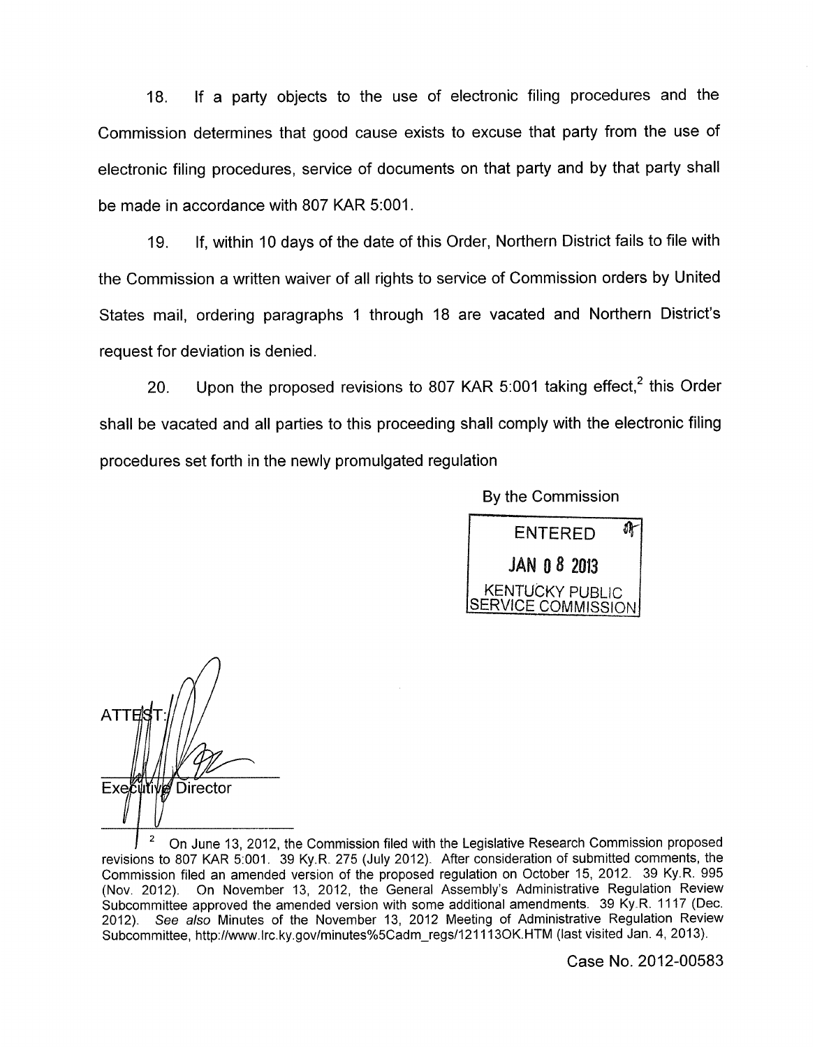18. If a party objects to the use of electronic filing procedures and the Commission determines that good cause exists to excuse that party from the use of electronic filing procedures, service of documents on that party and by that party shall be made in accordance with 807 KAR 5:001.

19. If, within 10 days of the date of this Order, Northern District fails to file with the Commission a written waiver of all rights to service of Commission orders by United States mail, ordering paragraphs 1 through 18 are vacated and Northern District's request for deviation is denied.

20. Upon the proposed revisions to 807 KAR 5:001 taking effect,[2] this Order shall be vacated and all parties to this proceeding shall comply with the electronic filing procedures set forth in the newly promulgated regulation

By the Commission

ENTERED
JAN 08 2013
KENTUCKY PUBLIC SERVICE COMMISSION

ATTEST:

Executive Director

[2] On June 13, 2012, the Commission filed with the Legislative Research Commission proposed revisions to 807 KAR 5:001. 39 Ky.R. 275 (July 2012). After consideration of submitted comments, the Commission filed an amended version of the proposed regulation on October 15, 2012. 39 Ky.R. 995 (Nov. 2012). On November 13, 2012, the General Assembly's Administrative Regulation Review Subcommittee approved the amended version with some additional amendments. 39 Ky.R. 1117 (Dec. 2012). *See also* Minutes of the November 13, 2012 Meeting of Administrative Regulation Review Subcommittee, http://www.lrc.ky.gov/minutes%5Cadm_regs/121113OK.HTM (last visited Jan. 4, 2013).

Case No. 2012-00583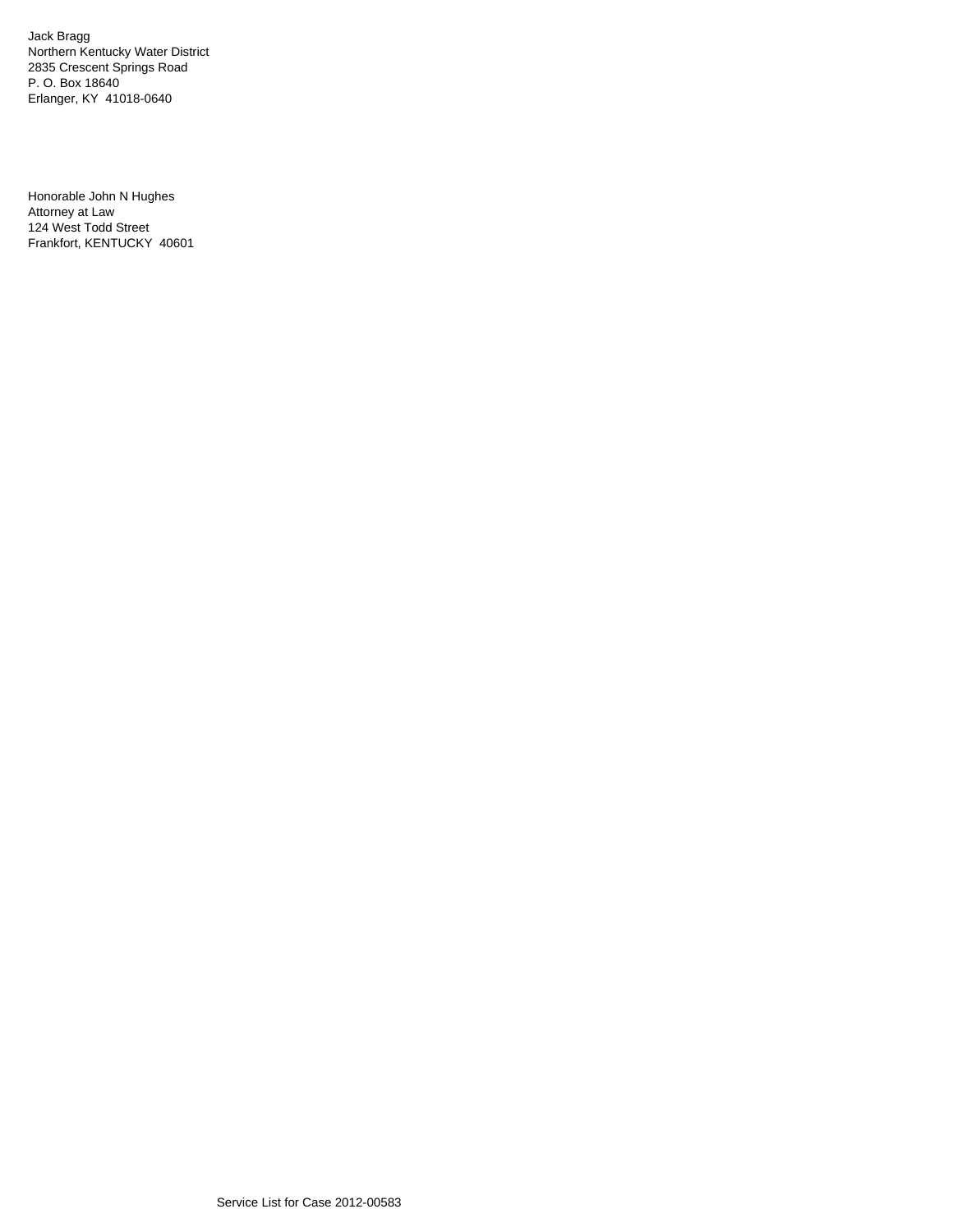Jack Bragg
Northern Kentucky Water District
2835 Crescent Springs Road
P. O. Box 18640
Erlanger, KY 41018-0640

Honorable John N Hughes
Attorney at Law
124 West Todd Street
Frankfort, KENTUCKY 40601

Service List for Case 2012-00583